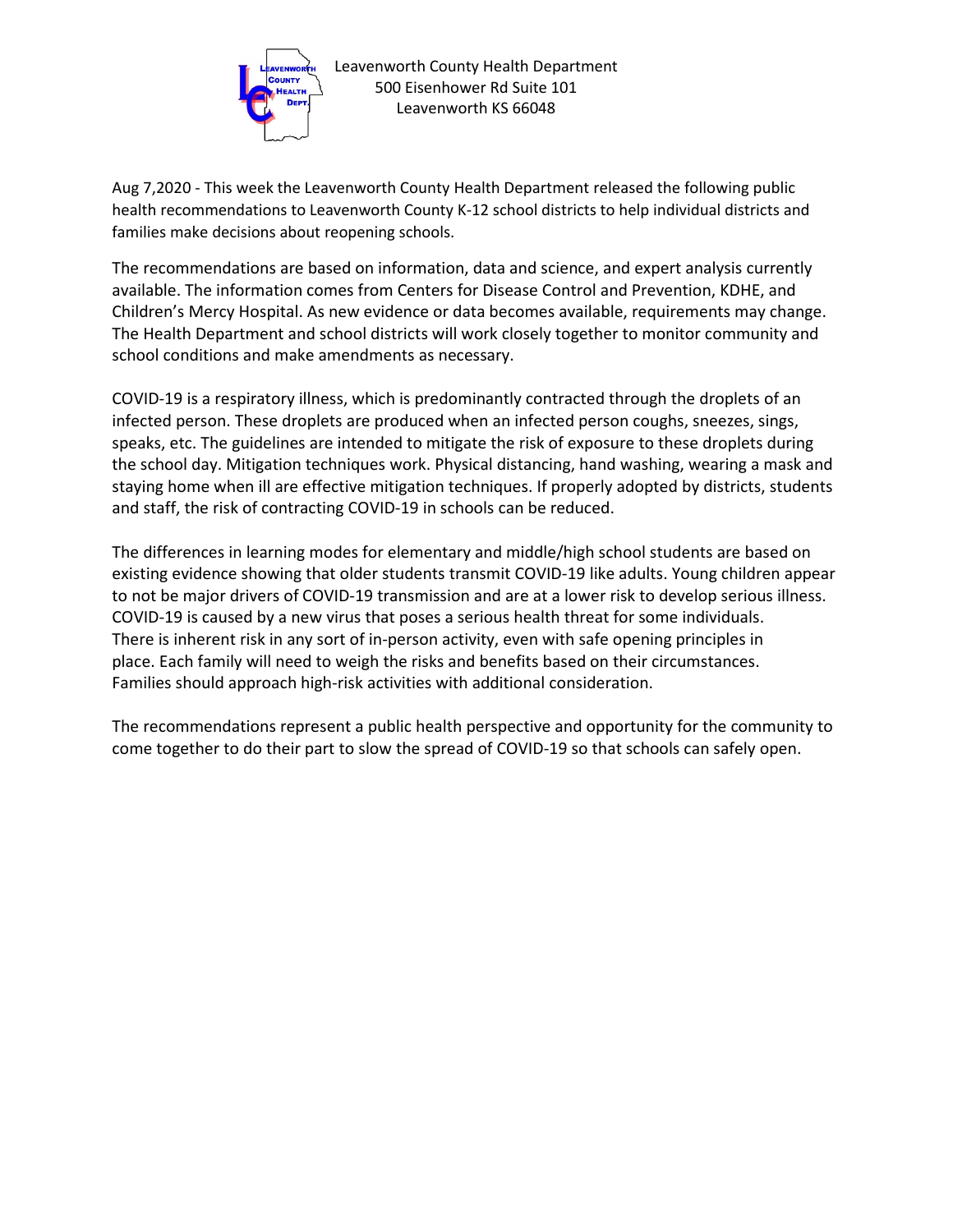Leavenworth County Health Department
500 Eisenhower Rd Suite 101
Leavenworth KS 66048

Aug 7,2020 - This week the Leavenworth County Health Department released the following public health recommendations to Leavenworth County K-12 school districts to help individual districts and families make decisions about reopening schools.

The recommendations are based on information, data and science, and expert analysis currently available. The information comes from Centers for Disease Control and Prevention, KDHE, and Children's Mercy Hospital. As new evidence or data becomes available, requirements may change. The Health Department and school districts will work closely together to monitor community and school conditions and make amendments as necessary.

COVID-19 is a respiratory illness, which is predominantly contracted through the droplets of an infected person. These droplets are produced when an infected person coughs, sneezes, sings, speaks, etc. The guidelines are intended to mitigate the risk of exposure to these droplets during the school day. Mitigation techniques work. Physical distancing, hand washing, wearing a mask and staying home when ill are effective mitigation techniques. If properly adopted by districts, students and staff, the risk of contracting COVID-19 in schools can be reduced.

The differences in learning modes for elementary and middle/high school students are based on existing evidence showing that older students transmit COVID-19 like adults. Young children appear to not be major drivers of COVID-19 transmission and are at a lower risk to develop serious illness. COVID-19 is caused by a new virus that poses a serious health threat for some individuals. There is inherent risk in any sort of in-person activity, even with safe opening principles in place. Each family will need to weigh the risks and benefits based on their circumstances. Families should approach high-risk activities with additional consideration.

The recommendations represent a public health perspective and opportunity for the community to come together to do their part to slow the spread of COVID-19 so that schools can safely open.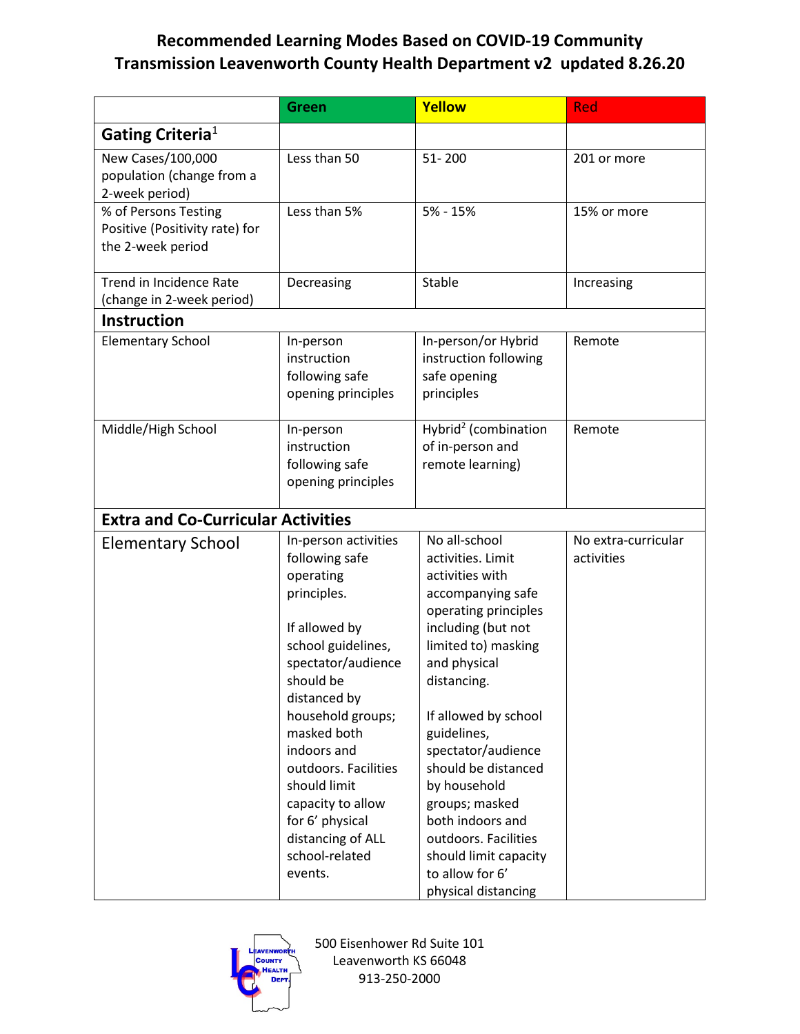# Recommended Learning Modes Based on COVID-19 Community Transmission Leavenworth County Health Department v2 updated 8.26.20

| | Green | Yellow | Red |
|---|---|---|---|
| **Gating Criteria**[1] | | | |
| New Cases/100,000 population (change from a 2-week period) | Less than 50 | 51- 200 | 201 or more |
| % of Persons Testing Positive (Positivity rate) for the 2-week period | Less than 5% | 5% - 15% | 15% or more |
| Trend in Incidence Rate (change in 2-week period) | Decreasing | Stable | Increasing |
| **Instruction** | | | |
| Elementary School | In-person instruction following safe opening principles | In-person/or Hybrid instruction following safe opening principles | Remote |
| Middle/High School | In-person instruction following safe opening principles | Hybrid[2] (combination of in-person and remote learning) | Remote |
| **Extra and Co-Curricular Activities** | | | |
| Elementary School | In-person activities following safe operating principles.<br><br>If allowed by school guidelines, spectator/audience should be distanced by household groups; masked both indoors and outdoors. Facilities should limit capacity to allow for 6' physical distancing of ALL school-related events. | No all-school activities. Limit activities with accompanying safe operating principles including (but not limited to) masking and physical distancing.<br><br>If allowed by school guidelines, spectator/audience should be distanced by household groups; masked both indoors and outdoors. Facilities should limit capacity to allow for 6' physical distancing | No extra-curricular activities |

500 Eisenhower Rd Suite 101
Leavenworth KS 66048
913-250-2000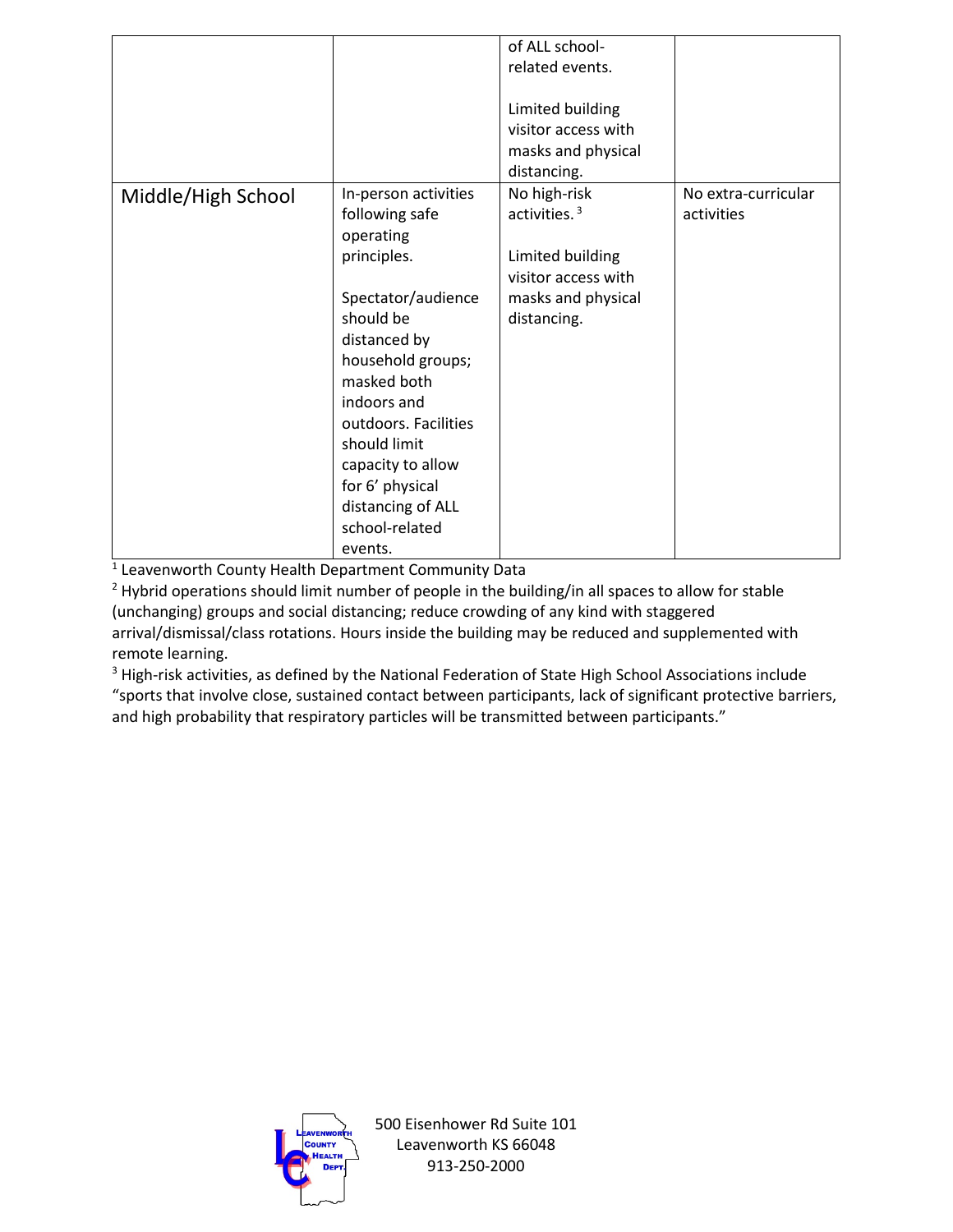| | | | |
|---|---|---|---|
| | | of ALL school-related events.<br><br>Limited building visitor access with masks and physical distancing. | |
| Middle/High School | In-person activities following safe operating principles.<br><br>Spectator/audience should be distanced by household groups; masked both indoors and outdoors. Facilities should limit capacity to allow for 6' physical distancing of ALL school-related events. | No high-risk activities. [3]<br><br>Limited building visitor access with masks and physical distancing. | No extra-curricular activities |

[1] Leavenworth County Health Department Community Data

[2] Hybrid operations should limit number of people in the building/in all spaces to allow for stable (unchanging) groups and social distancing; reduce crowding of any kind with staggered arrival/dismissal/class rotations. Hours inside the building may be reduced and supplemented with remote learning.

[3] High-risk activities, as defined by the National Federation of State High School Associations include "sports that involve close, sustained contact between participants, lack of significant protective barriers, and high probability that respiratory particles will be transmitted between participants."

500 Eisenhower Rd Suite 101
Leavenworth KS 66048
913-250-2000